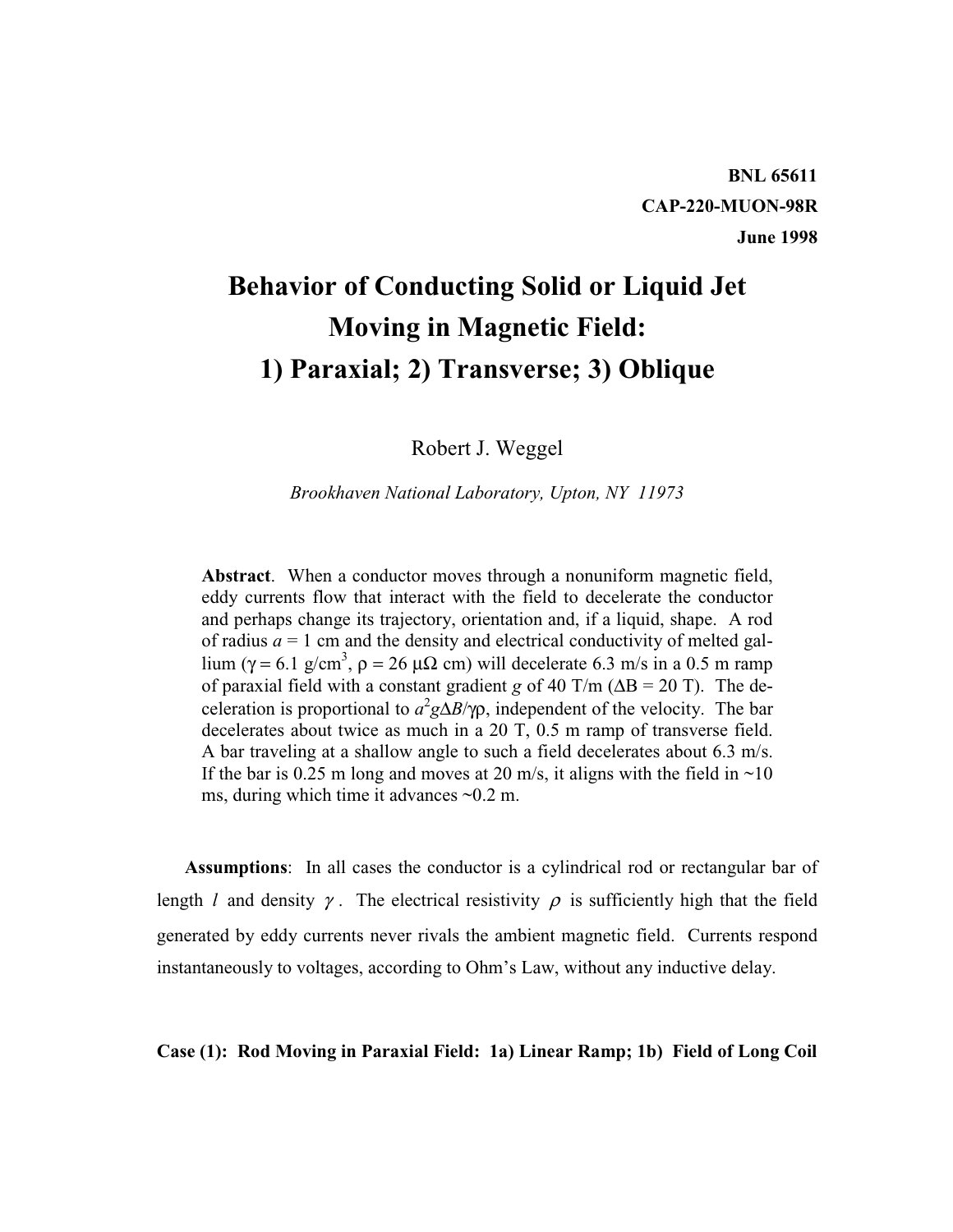**BNL 65611**

**CAP-220-MUON-98R**

**June 1998**

# Behavior of Conducting Solid or Liquid Jet Moving in Magnetic Field: 1) Paraxial; 2) Transverse; 3) Oblique

Robert J. Weggel

*Brookhaven National Laboratory, Upton, NY 11973*

**Abstract**. When a conductor moves through a nonuniform magnetic field, eddy currents flow that interact with the field to decelerate the conductor and perhaps change its trajectory, orientation and, if a liquid, shape. A rod of radius $a$ = 1 cm and the density and electrical conductivity of melted gallium ($\gamma$ = 6.1 g/cm$^3$, $\rho$ = 26 $\mu\Omega$ cm) will decelerate 6.3 m/s in a 0.5 m ramp of paraxial field with a constant gradient $g$ of 40 T/m ($\Delta$B = 20 T). The deceleration is proportional to $a^2 g \Delta B/\gamma\rho$, independent of the velocity. The bar decelerates about twice as much in a 20 T, 0.5 m ramp of transverse field. A bar traveling at a shallow angle to such a field decelerates about 6.3 m/s. If the bar is 0.25 m long and moves at 20 m/s, it aligns with the field in ~10 ms, during which time it advances ~0.2 m.

**Assumptions**: In all cases the conductor is a cylindrical rod or rectangular bar of length $l$ and density $\gamma$. The electrical resistivity $\rho$ is sufficiently high that the field generated by eddy currents never rivals the ambient magnetic field. Currents respond instantaneously to voltages, according to Ohm's Law, without any inductive delay.

**Case (1): Rod Moving in Paraxial Field: 1a) Linear Ramp; 1b) Field of Long Coil**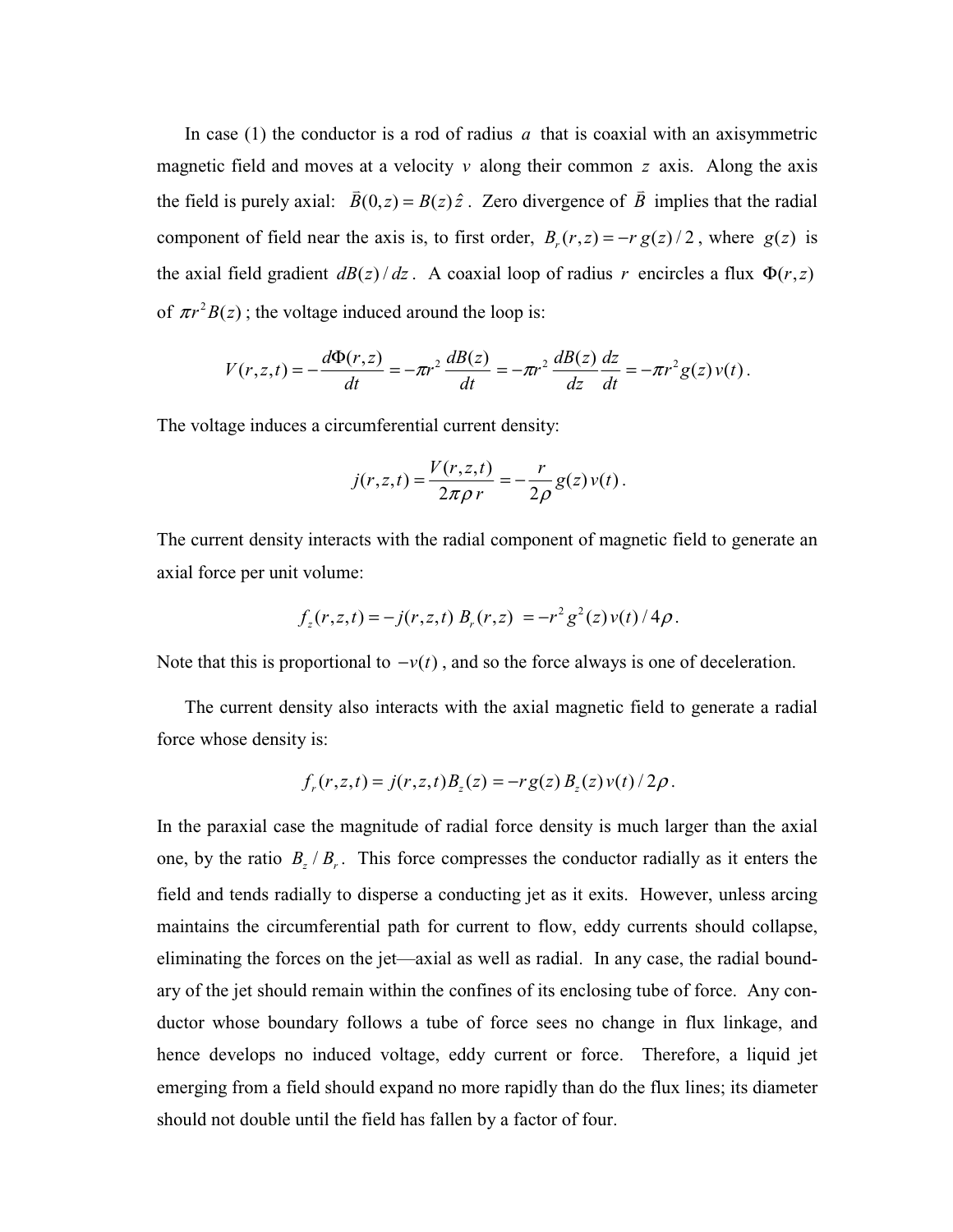In case (1) the conductor is a rod of radius $a$ that is coaxial with an axisymmetric magnetic field and moves at a velocity $v$ along their common $z$ axis. Along the axis the field is purely axial: $\vec{B}(0,z) = B(z)\hat{z}$. Zero divergence of $\vec{B}$ implies that the radial component of field near the axis is, to first order, $B_r(r,z) = -r\,g(z)/2$, where $g(z)$ is the axial field gradient $dB(z)/dz$. A coaxial loop of radius $r$ encircles a flux $\Phi(r,z)$ of $\pi r^2 B(z)$; the voltage induced around the loop is:

$$V(r,z,t) = -\frac{d\Phi(r,z)}{dt} = -\pi r^2 \frac{dB(z)}{dt} = -\pi r^2 \frac{dB(z)}{dz}\frac{dz}{dt} = -\pi r^2 g(z)\,v(t).$$

The voltage induces a circumferential current density:

$$j(r,z,t) = \frac{V(r,z,t)}{2\pi\rho\, r} = -\frac{r}{2\rho}g(z)\,v(t).$$

The current density interacts with the radial component of magnetic field to generate an axial force per unit volume:

$$f_z(r,z,t) = -j(r,z,t)\,B_r(r,z) \;= -r^2 g^2(z)\,v(t)/4\rho.$$

Note that this is proportional to $-v(t)$, and so the force always is one of deceleration.

The current density also interacts with the axial magnetic field to generate a radial force whose density is:

$$f_r(r,z,t) = j(r,z,t)B_z(z) = -r\,g(z)\,B_z(z)\,v(t)/2\rho.$$

In the paraxial case the magnitude of radial force density is much larger than the axial one, by the ratio $B_z/B_r$. This force compresses the conductor radially as it enters the field and tends radially to disperse a conducting jet as it exits. However, unless arcing maintains the circumferential path for current to flow, eddy currents should collapse, eliminating the forces on the jet—axial as well as radial. In any case, the radial boundary of the jet should remain within the confines of its enclosing tube of force. Any conductor whose boundary follows a tube of force sees no change in flux linkage, and hence develops no induced voltage, eddy current or force. Therefore, a liquid jet emerging from a field should expand no more rapidly than do the flux lines; its diameter should not double until the field has fallen by a factor of four.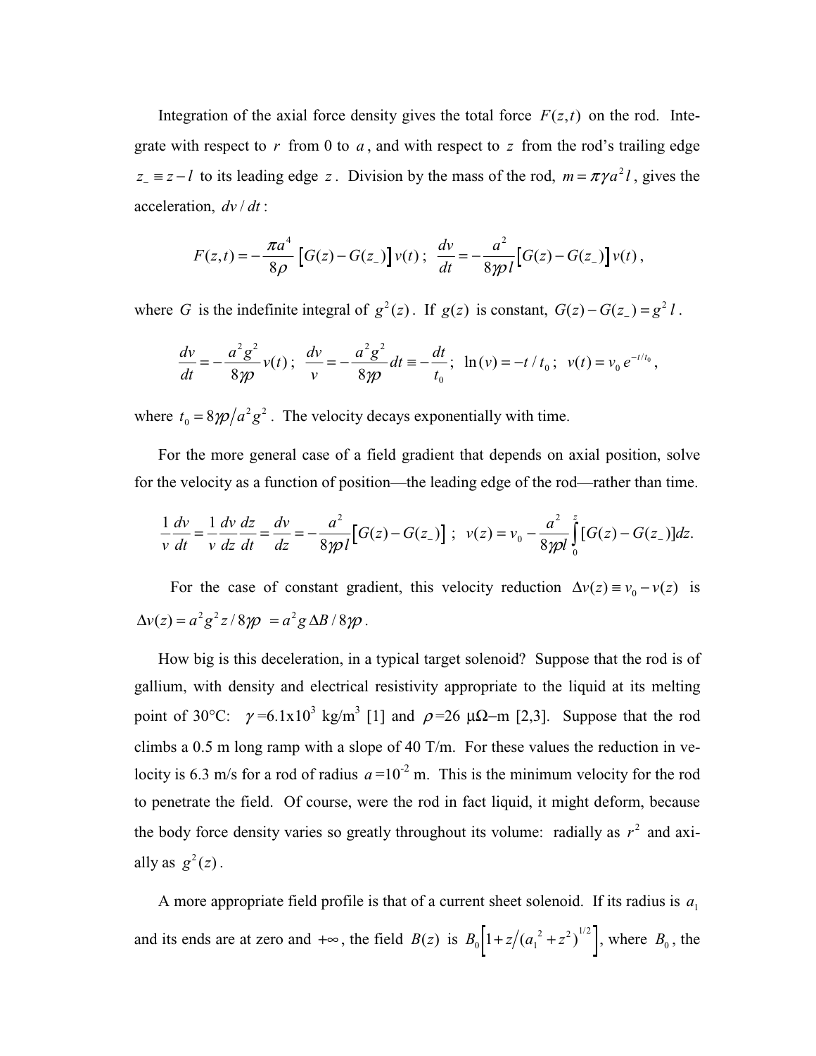Integration of the axial force density gives the total force $F(z,t)$ on the rod. Integrate with respect to $r$ from 0 to $a$, and with respect to $z$ from the rod's trailing edge $z_- \equiv z - l$ to its leading edge $z$. Division by the mass of the rod, $m = \pi \gamma a^2 l$, gives the acceleration, $dv/dt$:

$$F(z,t) = -\frac{\pi a^4}{8\rho}\left[G(z) - G(z_-)\right]v(t)\,; \quad \frac{dv}{dt} = -\frac{a^2}{8\gamma\rho l}\left[G(z) - G(z_-)\right]v(t)\,,$$

where $G$ is the indefinite integral of $g^2(z)$. If $g(z)$ is constant, $G(z) - G(z_-) = g^2\, l$.

$$\frac{dv}{dt} = -\frac{a^2 g^2}{8\gamma\rho}v(t)\,; \quad \frac{dv}{v} = -\frac{a^2 g^2}{8\gamma\rho}dt \equiv -\frac{dt}{t_0}\,; \quad \ln(v) = -t/t_0\,; \quad v(t) = v_0\, e^{-t/t_0}\,,$$

where $t_0 = 8\gamma\rho / a^2 g^2$. The velocity decays exponentially with time.

For the more general case of a field gradient that depends on axial position, solve for the velocity as a function of position—the leading edge of the rod—rather than time.

$$\frac{1}{v}\frac{dv}{dt} = \frac{1}{v}\frac{dv}{dz}\frac{dz}{dt} = \frac{dv}{dz} = -\frac{a^2}{8\gamma\rho l}\left[G(z) - G(z_-)\right]\,; \quad v(z) = v_0 - \frac{a^2}{8\gamma\rho l}\int_0^z [G(z) - G(z_-)]dz.$$

For the case of constant gradient, this velocity reduction $\Delta v(z) \equiv v_0 - v(z)$ is $\Delta v(z) = a^2 g^2 z / 8\gamma\rho \;= a^2 g\, \Delta B / 8\gamma\rho$.

How big is this deceleration, in a typical target solenoid? Suppose that the rod is of gallium, with density and electrical resistivity appropriate to the liquid at its melting point of 30°C: $\gamma$=6.1x10$^3$ kg/m$^3$ [1] and $\rho$=26 μΩ–m [2,3]. Suppose that the rod climbs a 0.5 m long ramp with a slope of 40 T/m. For these values the reduction in velocity is 6.3 m/s for a rod of radius $a$=10$^{-2}$ m. This is the minimum velocity for the rod to penetrate the field. Of course, were the rod in fact liquid, it might deform, because the body force density varies so greatly throughout its volume: radially as $r^2$ and axially as $g^2(z)$.

A more appropriate field profile is that of a current sheet solenoid. If its radius is $a_1$ and its ends are at zero and $+\infty$, the field $B(z)$ is $B_0\left[1 + z/(a_1^{\,2} + z^2)^{1/2}\right]$, where $B_0$, the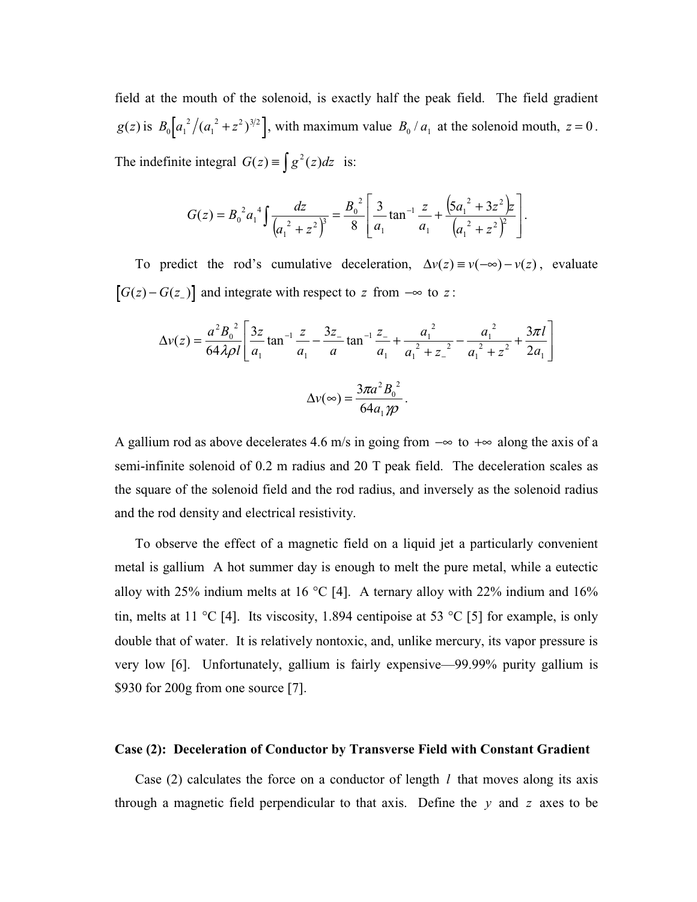field at the mouth of the solenoid, is exactly half the peak field. The field gradient $g(z)$ is $B_0\left[a_1^2/(a_1^2+z^2)^{3/2}\right]$, with maximum value $B_0/a_1$ at the solenoid mouth, $z=0$. The indefinite integral $G(z)\equiv\int g^2(z)dz$ is:

$$G(z)=B_0^2a_1^4\int\frac{dz}{\left(a_1^2+z^2\right)^3}=\frac{B_0^2}{8}\left[\frac{3}{a_1}\tan^{-1}\frac{z}{a_1}+\frac{\left(5a_1^2+3z^2\right)z}{\left(a_1^2+z^2\right)^2}\right].$$

To predict the rod's cumulative deceleration, $\Delta v(z)\equiv v(-\infty)-v(z)$, evaluate $\left[G(z)-G(z_-)\right]$ and integrate with respect to $z$ from $-\infty$ to $z$:

$$\Delta v(z)=\frac{a^2B_0^2}{64\lambda\rho l}\left[\frac{3z}{a_1}\tan^{-1}\frac{z}{a_1}-\frac{3z_-}{a}\tan^{-1}\frac{z_-}{a_1}+\frac{a_1^2}{a_1^2+z_-^2}-\frac{a_1^2}{a_1^2+z^2}+\frac{3\pi l}{2a_1}\right]$$

$$\Delta v(\infty)=\frac{3\pi a^2B_0^2}{64a_1\gamma\rho}.$$

A gallium rod as above decelerates 4.6 m/s in going from $-\infty$ to $+\infty$ along the axis of a semi-infinite solenoid of 0.2 m radius and 20 T peak field. The deceleration scales as the square of the solenoid field and the rod radius, and inversely as the solenoid radius and the rod density and electrical resistivity.

To observe the effect of a magnetic field on a liquid jet a particularly convenient metal is gallium A hot summer day is enough to melt the pure metal, while a eutectic alloy with 25% indium melts at 16 °C [4]. A ternary alloy with 22% indium and 16% tin, melts at 11 °C [4]. Its viscosity, 1.894 centipoise at 53 °C [5] for example, is only double that of water. It is relatively nontoxic, and, unlike mercury, its vapor pressure is very low [6]. Unfortunately, gallium is fairly expensive—99.99% purity gallium is \$930 for 200g from one source [7].

### Case (2): Deceleration of Conductor by Transverse Field with Constant Gradient

Case (2) calculates the force on a conductor of length $l$ that moves along its axis through a magnetic field perpendicular to that axis. Define the $y$ and $z$ axes to be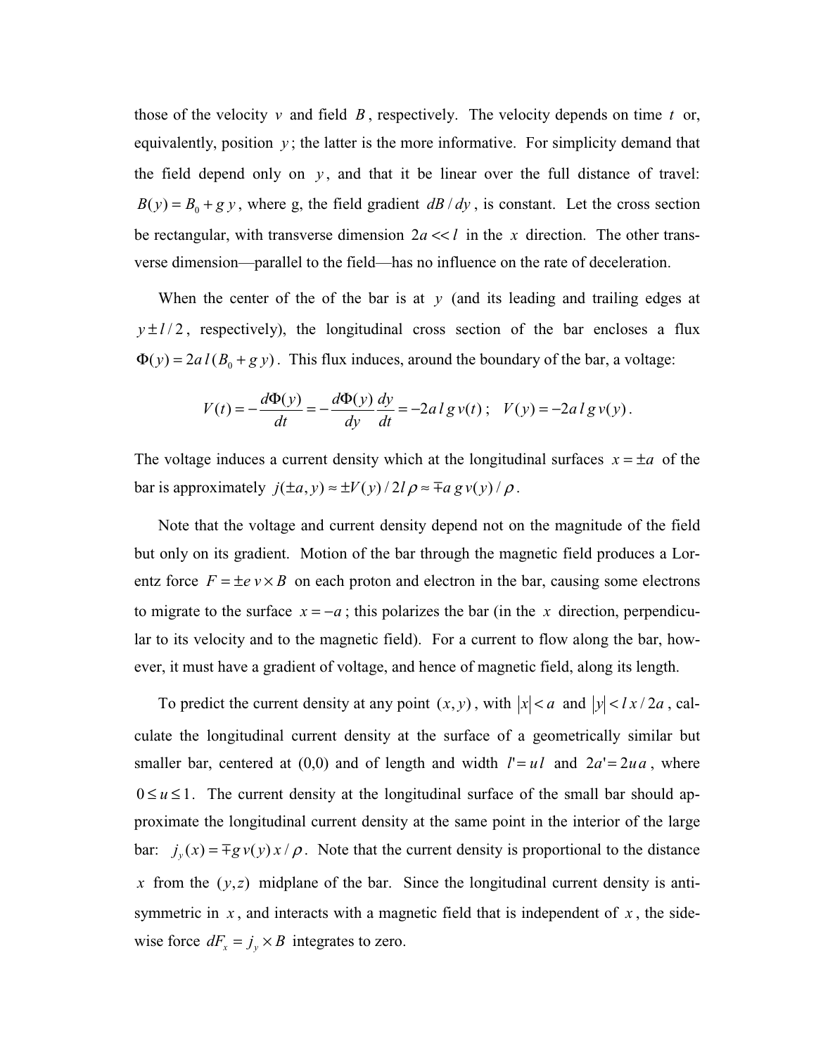those of the velocity $v$ and field $B$, respectively. The velocity depends on time $t$ or, equivalently, position $y$; the latter is the more informative. For simplicity demand that the field depend only on $y$, and that it be linear over the full distance of travel: $B(y) = B_0 + g\,y$, where g, the field gradient $dB/dy$, is constant. Let the cross section be rectangular, with transverse dimension $2a << l$ in the $x$ direction. The other transverse dimension—parallel to the field—has no influence on the rate of deceleration.

When the center of the of the bar is at $y$ (and its leading and trailing edges at $y \pm l/2$, respectively), the longitudinal cross section of the bar encloses a flux $\Phi(y) = 2a\,l\,(B_0 + g\,y)$. This flux induces, around the boundary of the bar, a voltage:

$$V(t) = -\frac{d\Phi(y)}{dt} = -\frac{d\Phi(y)}{dy}\frac{dy}{dt} = -2a\,l\,g\,v(t)\,; \quad V(y) = -2a\,l\,g\,v(y)\,.$$

The voltage induces a current density which at the longitudinal surfaces $x = \pm a$ of the bar is approximately $j(\pm a, y) \approx \pm V(y)/2l\,\rho \approx \mp a\,g\,v(y)/\rho$.

Note that the voltage and current density depend not on the magnitude of the field but only on its gradient. Motion of the bar through the magnetic field produces a Lorentz force $F = \pm e\,v \times B$ on each proton and electron in the bar, causing some electrons to migrate to the surface $x = -a$; this polarizes the bar (in the $x$ direction, perpendicular to its velocity and to the magnetic field). For a current to flow along the bar, however, it must have a gradient of voltage, and hence of magnetic field, along its length.

To predict the current density at any point $(x, y)$, with $|x| < a$ and $|y| < l\,x/2a$, calculate the longitudinal current density at the surface of a geometrically similar but smaller bar, centered at (0,0) and of length and width $l' = u\,l$ and $2a' = 2u\,a$, where $0 \le u \le 1$. The current density at the longitudinal surface of the small bar should approximate the longitudinal current density at the same point in the interior of the large bar: $j_y(x) = \mp g\,v(y)\,x/\rho$. Note that the current density is proportional to the distance $x$ from the $(y,z)$ midplane of the bar. Since the longitudinal current density is antisymmetric in $x$, and interacts with a magnetic field that is independent of $x$, the sidewise force $dF_x = j_y \times B$ integrates to zero.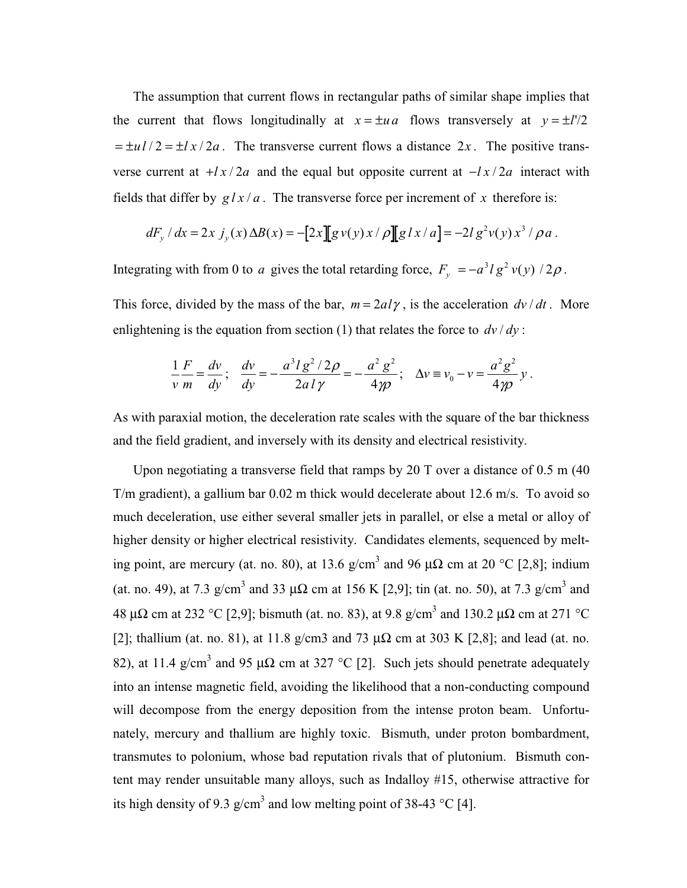The assumption that current flows in rectangular paths of similar shape implies that the current that flows longitudinally at $x = \pm u\, a$ flows transversely at $y = \pm l'/2 = \pm u\, l/2 = \pm l\, x/2a$. The transverse current flows a distance $2x$. The positive transverse current at $+l\, x/2a$ and the equal but opposite current at $-l\, x/2a$ interact with fields that differ by $g\, l\, x/a$. The transverse force per increment of $x$ therefore is:

$$dF_y / dx = 2x\; j_y(x)\,\Delta B(x) = -\left[2x\right]\left[g\, v(y)\, x/\rho\right]\left[g\, l\, x/a\right] = -2l\, g^2 v(y)\, x^3/\rho a\,.$$

Integrating with from 0 to $a$ gives the total retarding force, $F_y = -a^3 l\, g^2\, v(y)\;/2\rho$.

This force, divided by the mass of the bar, $m = 2a\, l\, \gamma$, is the acceleration $dv/dt$. More enlightening is the equation from section (1) that relates the force to $dv/dy$:

$$\frac{1}{v}\frac{F}{m} = \frac{dv}{dy}\,; \quad \frac{dv}{dy} = -\frac{a^3 l\, g^2/2\rho}{2a\, l\, \gamma} = -\frac{a^2\, g^2}{4\gamma\rho}\,; \quad \Delta v \equiv v_0 - v = \frac{a^2 g^2}{4\gamma\rho}\, y\,.$$

As with paraxial motion, the deceleration rate scales with the square of the bar thickness and the field gradient, and inversely with its density and electrical resistivity.

Upon negotiating a transverse field that ramps by 20 T over a distance of 0.5 m (40 T/m gradient), a gallium bar 0.02 m thick would decelerate about 12.6 m/s. To avoid so much deceleration, use either several smaller jets in parallel, or else a metal or alloy of higher density or higher electrical resistivity. Candidates elements, sequenced by melting point, are mercury (at. no. 80), at 13.6 g/cm$^3$ and 96 μΩ cm at 20 °C [2,8]; indium (at. no. 49), at 7.3 g/cm$^3$ and 33 μΩ cm at 156 K [2,9]; tin (at. no. 50), at 7.3 g/cm$^3$ and 48 μΩ cm at 232 °C [2,9]; bismuth (at. no. 83), at 9.8 g/cm$^3$ and 130.2 μΩ cm at 271 °C [2]; thallium (at. no. 81), at 11.8 g/cm3 and 73 μΩ cm at 303 K [2,8]; and lead (at. no. 82), at 11.4 g/cm$^3$ and 95 μΩ cm at 327 °C [2]. Such jets should penetrate adequately into an intense magnetic field, avoiding the likelihood that a non-conducting compound will decompose from the energy deposition from the intense proton beam. Unfortunately, mercury and thallium are highly toxic. Bismuth, under proton bombardment, transmutes to polonium, whose bad reputation rivals that of plutonium. Bismuth content may render unsuitable many alloys, such as Indalloy #15, otherwise attractive for its high density of 9.3 g/cm$^3$ and low melting point of 38-43 °C [4].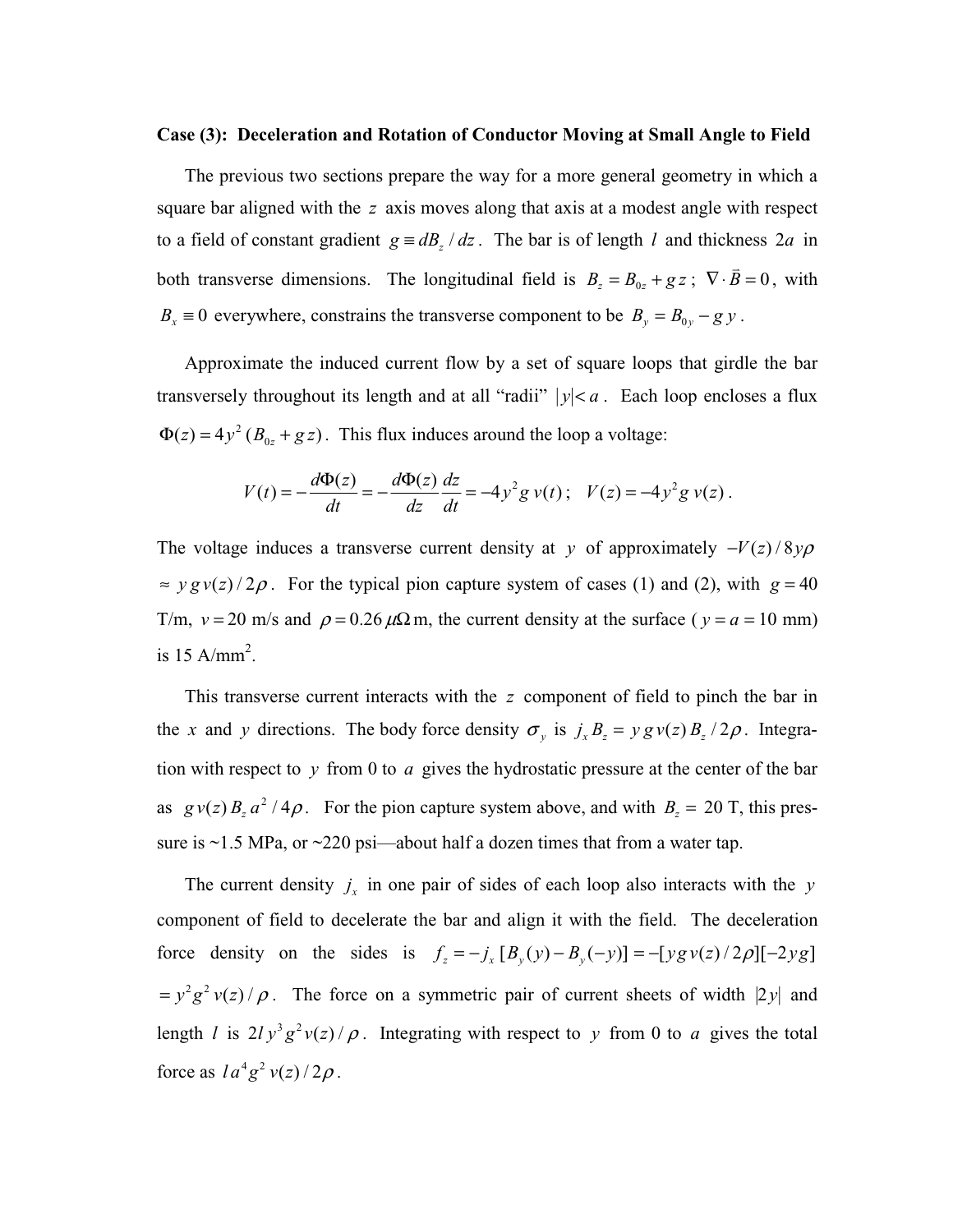**Case (3): Deceleration and Rotation of Conductor Moving at Small Angle to Field**

The previous two sections prepare the way for a more general geometry in which a square bar aligned with the $z$ axis moves along that axis at a modest angle with respect to a field of constant gradient $g \equiv dB_z / dz$. The bar is of length $l$ and thickness $2a$ in both transverse dimensions. The longitudinal field is $B_z = B_{0z} + g\,z$ ; $\nabla \cdot \vec{B} = 0$, with $B_x \equiv 0$ everywhere, constrains the transverse component to be $B_y = B_{0y} - g\,y$ .

Approximate the induced current flow by a set of square loops that girdle the bar transversely throughout its length and at all "radii" $|y|< a$ . Each loop encloses a flux $\Phi(z) = 4y^2\,(B_{0z} + g\,z)$ . This flux induces around the loop a voltage:

$$V(t) = -\frac{d\Phi(z)}{dt} = -\frac{d\Phi(z)}{dz}\frac{dz}{dt} = -4y^2 g\, v(t)\,; \quad V(z) = -4y^2 g\, v(z)\,.$$

The voltage induces a transverse current density at $y$ of approximately $-V(z)/8y\rho$ $\approx y\,g\,v(z)/2\rho$ . For the typical pion capture system of cases (1) and (2), with $g = 40$ T/m, $v = 20$ m/s and $\rho = 0.26\,\mu\Omega$ m, the current density at the surface ( $y = a = 10$ mm) is 15 A/mm$^2$.

This transverse current interacts with the $z$ component of field to pinch the bar in the $x$ and $y$ directions. The body force density $\sigma_y$ is $j_x B_z = y\,g\,v(z)\,B_z / 2\rho$ . Integration with respect to $y$ from 0 to $a$ gives the hydrostatic pressure at the center of the bar as $g\,v(z)\,B_z\,a^2 / 4\rho$ . For the pion capture system above, and with $B_z =$ 20 T, this pressure is ~1.5 MPa, or ~220 psi—about half a dozen times that from a water tap.

The current density $j_x$ in one pair of sides of each loop also interacts with the $y$ component of field to decelerate the bar and align it with the field. The deceleration force density on the sides is $f_z = -j_x\,[B_y(y) - B_y(-y)] = -[y\,g\,v(z)/2\rho][-2y\,g]$ $= y^2 g^2\, v(z)/\rho$ . The force on a symmetric pair of current sheets of width $|2y|$ and length $l$ is $2l\,y^3 g^2 v(z)/\rho$ . Integrating with respect to $y$ from 0 to $a$ gives the total force as $l\,a^4 g^2\, v(z)/2\rho$ .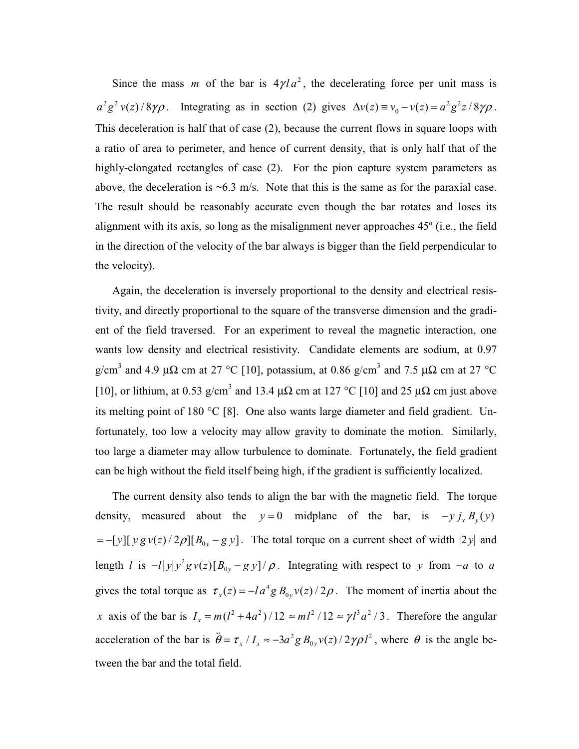Since the mass $m$ of the bar is $4\gamma l a^2$, the decelerating force per unit mass is $a^2 g^2 v(z)/8\gamma\rho$. Integrating as in section (2) gives $\Delta v(z) \equiv v_0 - v(z) = a^2 g^2 z / 8\gamma\rho$. This deceleration is half that of case (2), because the current flows in square loops with a ratio of area to perimeter, and hence of current density, that is only half that of the highly-elongated rectangles of case (2). For the pion capture system parameters as above, the deceleration is ~6.3 m/s. Note that this is the same as for the paraxial case. The result should be reasonably accurate even though the bar rotates and loses its alignment with its axis, so long as the misalignment never approaches 45º (i.e., the field in the direction of the velocity of the bar always is bigger than the field perpendicular to the velocity).

Again, the deceleration is inversely proportional to the density and electrical resistivity, and directly proportional to the square of the transverse dimension and the gradient of the field traversed. For an experiment to reveal the magnetic interaction, one wants low density and electrical resistivity. Candidate elements are sodium, at 0.97 g/cm$^3$ and 4.9 μΩ cm at 27 °C [10], potassium, at 0.86 g/cm$^3$ and 7.5 μΩ cm at 27 °C [10], or lithium, at 0.53 g/cm$^3$ and 13.4 μΩ cm at 127 °C [10] and 25 μΩ cm just above its melting point of 180 °C [8]. One also wants large diameter and field gradient. Unfortunately, too low a velocity may allow gravity to dominate the motion. Similarly, too large a diameter may allow turbulence to dominate. Fortunately, the field gradient can be high without the field itself being high, if the gradient is sufficiently localized.

The current density also tends to align the bar with the magnetic field. The torque density, measured about the $y = 0$ midplane of the bar, is $-y\, j_x\, B_y(y)$ $= -[y][y\, g\, v(z)/2\rho][B_{0y} - g\, y]$. The total torque on a current sheet of width $|2y|$ and length $l$ is $-l|y|y^2 g\, v(z)[B_{0y} - g\, y]/\rho$. Integrating with respect to $y$ from $-a$ to $a$ gives the total torque as $\tau_x(z) = -l\, a^4 g\, B_{0y}\, v(z)/2\rho$. The moment of inertia about the $x$ axis of the bar is $I_x = m(l^2 + 4a^2)/12 \approx m l^2/12 \approx \gamma l^3 a^2/3$. Therefore the angular acceleration of the bar is $\ddot{\theta} = \tau_x / I_x \approx -3a^2 g\, B_{0y}\, v(z)/2\gamma\rho l^2$, where $\theta$ is the angle between the bar and the total field.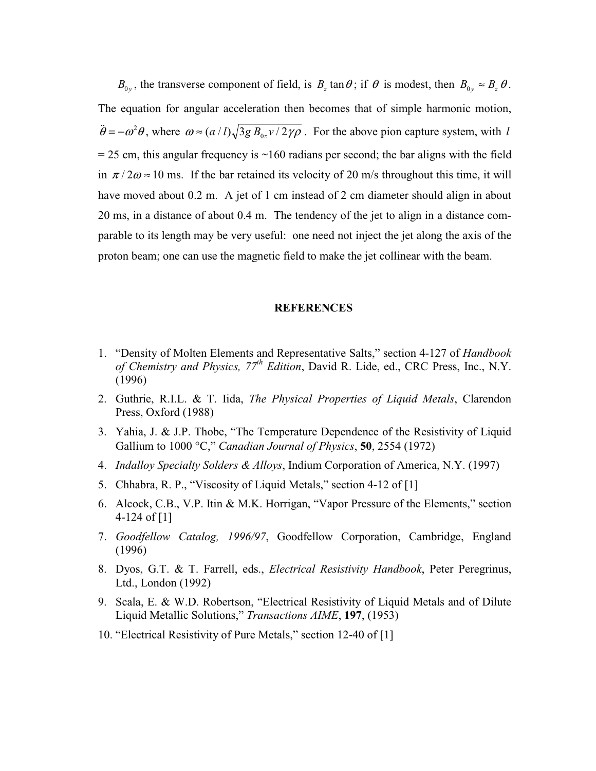$B_{0y}$, the transverse component of field, is $B_z \tan\theta$; if $\theta$ is modest, then $B_{0y} \approx B_z \theta$. The equation for angular acceleration then becomes that of simple harmonic motion, $\ddot{\theta} = -\omega^2 \theta$, where $\omega \approx (a/l)\sqrt{3g\, B_{0z}\, v / 2\gamma\rho}$. For the above pion capture system, with $l$ = 25 cm, this angular frequency is ~160 radians per second; the bar aligns with the field in $\pi / 2\omega \approx 10$ ms. If the bar retained its velocity of 20 m/s throughout this time, it will have moved about 0.2 m. A jet of 1 cm instead of 2 cm diameter should align in about 20 ms, in a distance of about 0.4 m. The tendency of the jet to align in a distance comparable to its length may be very useful: one need not inject the jet along the axis of the proton beam; one can use the magnetic field to make the jet collinear with the beam.

## REFERENCES

1. "Density of Molten Elements and Representative Salts," section 4-127 of *Handbook of Chemistry and Physics, 77th Edition*, David R. Lide, ed., CRC Press, Inc., N.Y. (1996)
2. Guthrie, R.I.L. & T. Iida, *The Physical Properties of Liquid Metals*, Clarendon Press, Oxford (1988)
3. Yahia, J. & J.P. Thobe, "The Temperature Dependence of the Resistivity of Liquid Gallium to 1000 °C," *Canadian Journal of Physics*, **50**, 2554 (1972)
4. *Indalloy Specialty Solders & Alloys*, Indium Corporation of America, N.Y. (1997)
5. Chhabra, R. P., "Viscosity of Liquid Metals," section 4-12 of [1]
6. Alcock, C.B., V.P. Itin & M.K. Horrigan, "Vapor Pressure of the Elements," section 4-124 of [1]
7. *Goodfellow Catalog, 1996/97*, Goodfellow Corporation, Cambridge, England (1996)
8. Dyos, G.T. & T. Farrell, eds., *Electrical Resistivity Handbook*, Peter Peregrinus, Ltd., London (1992)
9. Scala, E. & W.D. Robertson, "Electrical Resistivity of Liquid Metals and of Dilute Liquid Metallic Solutions," *Transactions AIME*, **197**, (1953)
10. "Electrical Resistivity of Pure Metals," section 12-40 of [1]